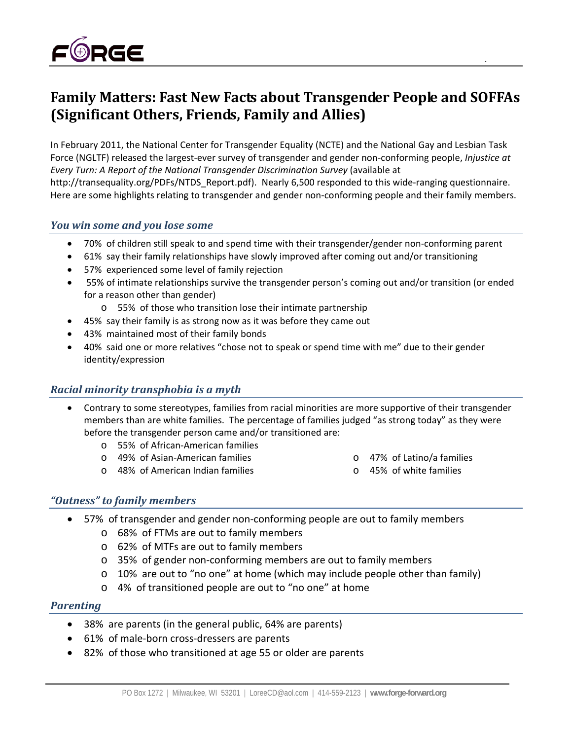# Family Matters: Fast New Facts about Transgender People and SOFFAs (Significant Others, Friends, Family and Allies)

In February 2011, the National Center for Transgender Equality (NCTE) and the National Gay and Lesbian Task Force (NGLTF) released the largest-ever survey of transgender and gender non-conforming people, *Injustice at Every Turn: A Report of the National Transgender Discrimination Survey* (available at http://transequality.org/PDFs/NTDS_Report.pdf). Nearly 6,500 responded to this wide-ranging questionnaire. Here are some highlights relating to transgender and gender non-conforming people and their family members.

## *You win some and you lose some*

- 70% of children still speak to and spend time with their transgender/gender non-conforming parent
- 61% say their family relationships have slowly improved after coming out and/or transitioning
- 57% experienced some level of family rejection
- 55% of intimate relationships survive the transgender person's coming out and/or transition (or ended for a reason other than gender)
  - 55% of those who transition lose their intimate partnership
- 45% say their family is as strong now as it was before they came out
- 43% maintained most of their family bonds
- 40% said one or more relatives "chose not to speak or spend time with me" due to their gender identity/expression

## *Racial minority transphobia is a myth*

- Contrary to some stereotypes, families from racial minorities are more supportive of their transgender members than are white families. The percentage of families judged "as strong today" as they were before the transgender person came and/or transitioned are:
  - 55% of African-American families
  - 49% of Asian-American families
  - 48% of American Indian families
  - 47% of Latino/a families
  - 45% of white families

## *"Outness" to family members*

- 57% of transgender and gender non-conforming people are out to family members
  - 68% of FTMs are out to family members
  - 62% of MTFs are out to family members
  - 35% of gender non-conforming members are out to family members
  - 10% are out to "no one" at home (which may include people other than family)
  - 4% of transitioned people are out to "no one" at home

## *Parenting*

- 38% are parents (in the general public, 64% are parents)
- 61% of male-born cross-dressers are parents
- 82% of those who transitioned at age 55 or older are parents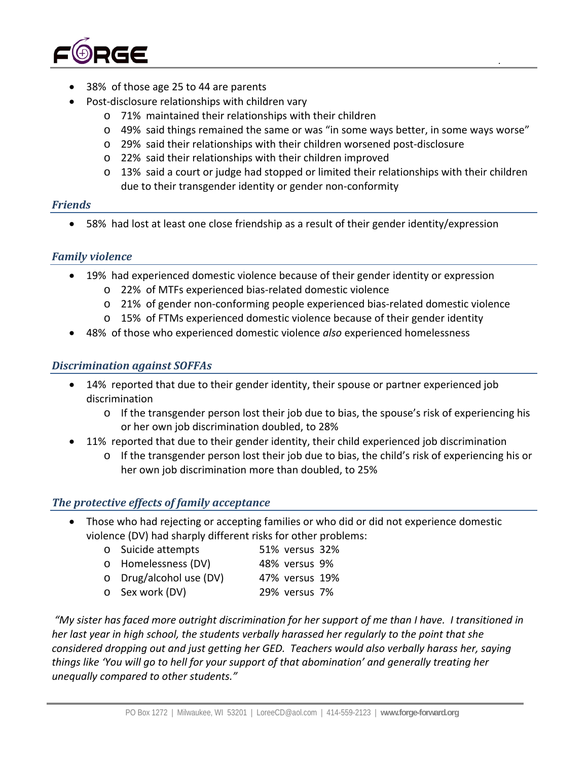- 38% of those age 25 to 44 are parents
- Post-disclosure relationships with children vary
  - 71% maintained their relationships with their children
  - 49% said things remained the same or was "in some ways better, in some ways worse"
  - 29% said their relationships with their children worsened post-disclosure
  - 22% said their relationships with their children improved
  - 13% said a court or judge had stopped or limited their relationships with their children due to their transgender identity or gender non-conformity

### *Friends*

- 58% had lost at least one close friendship as a result of their gender identity/expression

### *Family violence*

- 19% had experienced domestic violence because of their gender identity or expression
  - 22% of MTFs experienced bias-related domestic violence
  - 21% of gender non-conforming people experienced bias-related domestic violence
  - 15% of FTMs experienced domestic violence because of their gender identity
- 48% of those who experienced domestic violence *also* experienced homelessness

### *Discrimination against SOFFAs*

- 14% reported that due to their gender identity, their spouse or partner experienced job discrimination
  - If the transgender person lost their job due to bias, the spouse's risk of experiencing his or her own job discrimination doubled, to 28%
- 11% reported that due to their gender identity, their child experienced job discrimination
  - If the transgender person lost their job due to bias, the child's risk of experiencing his or her own job discrimination more than doubled, to 25%

### *The protective effects of family acceptance*

- Those who had rejecting or accepting families or who did or did not experience domestic violence (DV) had sharply different risks for other problems:
  - Suicide attempts 51% versus 32%
  - Homelessness (DV) 48% versus 9%
  - Drug/alcohol use (DV) 47% versus 19%
  - Sex work (DV) 29% versus 7%

*"My sister has faced more outright discrimination for her support of me than I have. I transitioned in her last year in high school, the students verbally harassed her regularly to the point that she considered dropping out and just getting her GED. Teachers would also verbally harass her, saying things like 'You will go to hell for your support of that abomination' and generally treating her unequally compared to other students."*